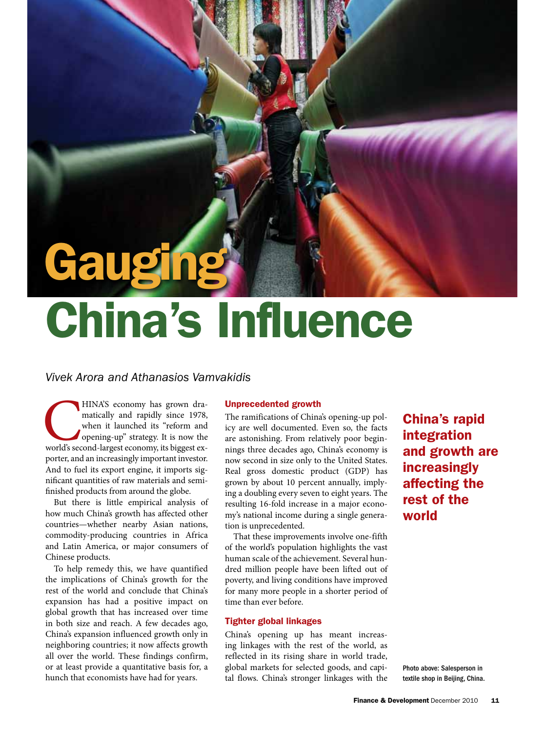# Gauging China's Influence

*Vivek Arora and Athanasios Vamvakidis*

CHINA'S economy has grown dramatically and rapidly since 1978, when it launched its "reform and opening-up" strategy. It is now the world's second-largest economy, its biggest exporter, and an increasingly important investor. And to fuel its export engine, it imports significant quantities of raw materials and semifinished products from around the globe.

But there is little empirical analysis of how much China's growth has affected other countries—whether nearby Asian nations, commodity-producing countries in Africa and Latin America, or major consumers of Chinese products.

To help remedy this, we have quantified the implications of China's growth for the rest of the world and conclude that China's expansion has had a positive impact on global growth that has increased over time in both size and reach. A few decades ago, China's expansion influenced growth only in neighboring countries; it now affects growth all over the world. These findings confirm, or at least provide a quantitative basis for, a hunch that economists have had for years.

## Unprecedented growth

The ramifications of China's opening-up policy are well documented. Even so, the facts are astonishing. From relatively poor beginnings three decades ago, China's economy is now second in size only to the United States. Real gross domestic product (GDP) has grown by about 10 percent annually, implying a doubling every seven to eight years. The resulting 16-fold increase in a major economy's national income during a single generation is unprecedented.

That these improvements involve one-fifth of the world's population highlights the vast human scale of the achievement. Several hundred million people have been lifted out of poverty, and living conditions have improved for many more people in a shorter period of time than ever before.

## Tighter global linkages

China's opening up has meant increasing linkages with the rest of the world, as reflected in its rising share in world trade, global markets for selected goods, and capital flows. China's stronger linkages with the

**China's rapid integration and growth are increasingly affecting the rest of the world**

Photo above: Salesperson in textile shop in Beijing, China.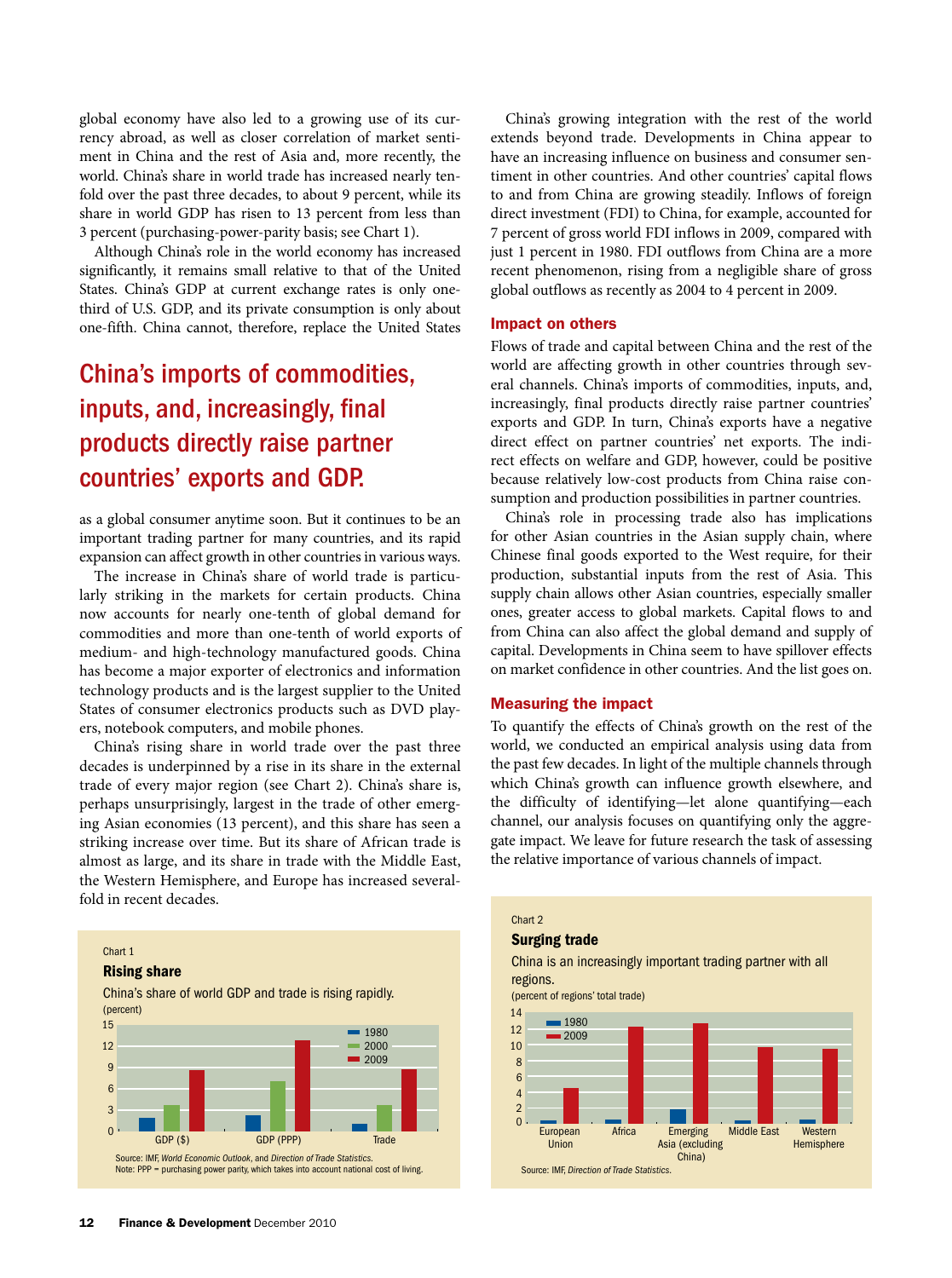global economy have also led to a growing use of its currency abroad, as well as closer correlation of market sentiment in China and the rest of Asia and, more recently, the world. China's share in world trade has increased nearly tenfold over the past three decades, to about 9 percent, while its share in world GDP has risen to 13 percent from less than 3 percent (purchasing-power-parity basis; see Chart 1).

Although China's role in the world economy has increased significantly, it remains small relative to that of the United States. China's GDP at current exchange rates is only one-third of U.S. GDP, and its private consumption is only about one-fifth. China cannot, therefore, replace the United States as a global consumer anytime soon. But it continues to be an important trading partner for many countries, and its rapid expansion can affect growth in other countries in various ways.

> **China's imports of commodities, inputs, and, increasingly, final products directly raise partner countries' exports and GDP.**

The increase in China's share of world trade is particularly striking in the markets for certain products. China now accounts for nearly one-tenth of global demand for commodities and more than one-tenth of world exports of medium- and high-technology manufactured goods. China has become a major exporter of electronics and information technology products and is the largest supplier to the United States of consumer electronics products such as DVD players, notebook computers, and mobile phones.

China's rising share in world trade over the past three decades is underpinned by a rise in its share in the external trade of every major region (see Chart 2). China's share is, perhaps unsurprisingly, largest in the trade of other emerging Asian economies (13 percent), and this share has seen a striking increase over time. But its share of African trade is almost as large, and its share in trade with the Middle East, the Western Hemisphere, and Europe has increased several-fold in recent decades.

China's growing integration with the rest of the world extends beyond trade. Developments in China appear to have an increasing influence on business and consumer sentiment in other countries. And other countries' capital flows to and from China are growing steadily. Inflows of foreign direct investment (FDI) to China, for example, accounted for 7 percent of gross world FDI inflows in 2009, compared with just 1 percent in 1980. FDI outflows from China are a more recent phenomenon, rising from a negligible share of gross global outflows as recently as 2004 to 4 percent in 2009.

## Impact on others

Flows of trade and capital between China and the rest of the world are affecting growth in other countries through several channels. China's imports of commodities, inputs, and, increasingly, final products directly raise partner countries' exports and GDP. In turn, China's exports have a negative direct effect on partner countries' net exports. The indirect effects on welfare and GDP, however, could be positive because relatively low-cost products from China raise consumption and production possibilities in partner countries.

China's role in processing trade also has implications for other Asian countries in the Asian supply chain, where Chinese final goods exported to the West require, for their production, substantial inputs from the rest of Asia. This supply chain allows other Asian countries, especially smaller ones, greater access to global markets. Capital flows to and from China can also affect the global demand and supply of capital. Developments in China seem to have spillover effects on market confidence in other countries. And the list goes on.

## Measuring the impact

To quantify the effects of China's growth on the rest of the world, we conducted an empirical analysis using data from the past few decades. In light of the multiple channels through which China's growth can influence growth elsewhere, and the difficulty of identifying—let alone quantifying—each channel, our analysis focuses on quantifying only the aggregate impact. We leave for future research the task of assessing the relative importance of various channels of impact.

Chart 1

**Rising share**

China's share of world GDP and trade is rising rapidly.

(percent)

| | 1980 | 2000 | 2009 |
|---|---|---|---|
| GDP ($) | ~2 | ~3.5 | ~8.5 |
| GDP (PPP) | ~2.2 | ~7 | ~12.7 |
| Trade | ~1 | ~3.5 | ~8.7 |

Source: IMF, *World Economic Outlook*, and *Direction of Trade Statistics*.
Note: PPP = purchasing power parity, which takes into account national cost of living.

Chart 2

**Surging trade**

China is an increasingly important trading partner with all regions.

(percent of regions' total trade)

| | 1980 | 2009 |
|---|---|---|
| European Union | ~0.3 | ~4.5 |
| Africa | ~0.4 | ~12.2 |
| Emerging Asia (excluding China) | ~1.7 | ~12.7 |
| Middle East | ~0.3 | ~9.7 |
| Western Hemisphere | ~0.4 | ~9.5 |

Source: IMF, *Direction of Trade Statistics*.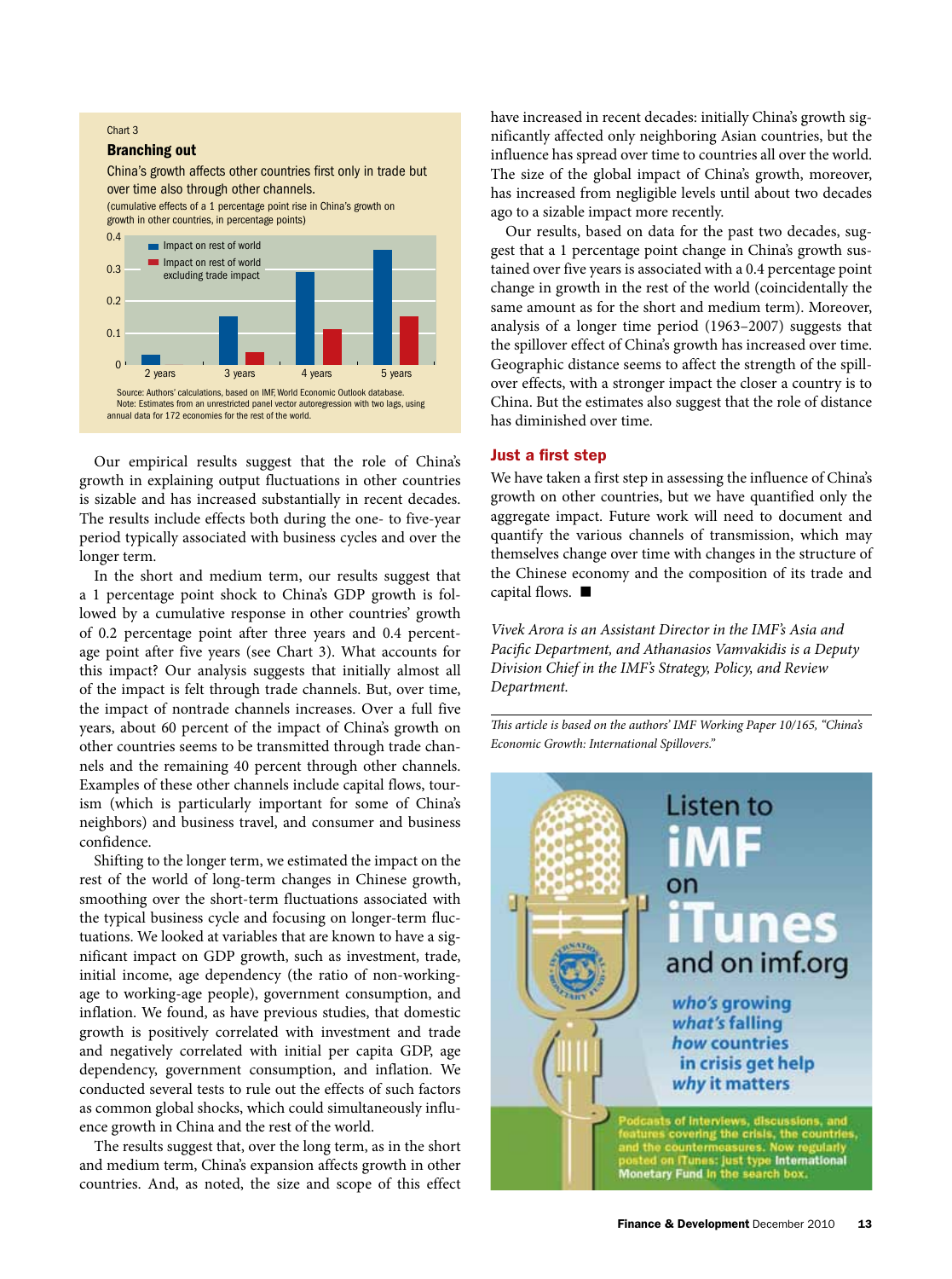Chart 3

**Branching out**

China's growth affects other countries first only in trade but over time also through other channels.

(cumulative effects of a 1 percentage point rise in China's growth on growth in other countries, in percentage points)

0.4
0.3
0.2
0.1
0

Impact on rest of world
Impact on rest of world excluding trade impact

2 years
3 years
4 years
5 years

Source: Authors' calculations, based on IMF, World Economic Outlook database.
Note: Estimates from an unrestricted panel vector autoregression with two lags, using annual data for 172 economies for the rest of the world.

Our empirical results suggest that the role of China's growth in explaining output fluctuations in other countries is sizable and has increased substantially in recent decades. The results include effects both during the one- to five-year period typically associated with business cycles and over the longer term.

In the short and medium term, our results suggest that a 1 percentage point shock to China's GDP growth is followed by a cumulative response in other countries' growth of 0.2 percentage point after three years and 0.4 percentage point after five years (see Chart 3). What accounts for this impact? Our analysis suggests that initially almost all of the impact is felt through trade channels. But, over time, the impact of nontrade channels increases. Over a full five years, about 60 percent of the impact of China's growth on other countries seems to be transmitted through trade channels and the remaining 40 percent through other channels. Examples of these other channels include capital flows, tourism (which is particularly important for some of China's neighbors) and business travel, and consumer and business confidence.

Shifting to the longer term, we estimated the impact on the rest of the world of long-term changes in Chinese growth, smoothing over the short-term fluctuations associated with the typical business cycle and focusing on longer-term fluctuations. We looked at variables that are known to have a significant impact on GDP growth, such as investment, trade, initial income, age dependency (the ratio of non-working-age to working-age people), government consumption, and inflation. We found, as have previous studies, that domestic growth is positively correlated with investment and trade and negatively correlated with initial per capita GDP, age dependency, government consumption, and inflation. We conducted several tests to rule out the effects of such factors as common global shocks, which could simultaneously influence growth in China and the rest of the world.

The results suggest that, over the long term, as in the short and medium term, China's expansion affects growth in other countries. And, as noted, the size and scope of this effect have increased in recent decades: initially China's growth significantly affected only neighboring Asian countries, but the influence has spread over time to countries all over the world. The size of the global impact of China's growth, moreover, has increased from negligible levels until about two decades ago to a sizable impact more recently.

Our results, based on data for the past two decades, suggest that a 1 percentage point change in China's growth sustained over five years is associated with a 0.4 percentage point change in growth in the rest of the world (coincidentally the same amount as for the short and medium term). Moreover, analysis of a longer time period (1963–2007) suggests that the spillover effect of China's growth has increased over time. Geographic distance seems to affect the strength of the spillover effects, with a stronger impact the closer a country is to China. But the estimates also suggest that the role of distance has diminished over time.

## Just a first step

We have taken a first step in assessing the influence of China's growth on other countries, but we have quantified only the aggregate impact. Future work will need to document and quantify the various channels of transmission, which may themselves change over time with changes in the structure of the Chinese economy and the composition of its trade and capital flows. ■

*Vivek Arora is an Assistant Director in the IMF's Asia and Pacific Department, and Athanasios Vamvakidis is a Deputy Division Chief in the IMF's Strategy, Policy, and Review Department.*

*This article is based on the authors' IMF Working Paper 10/165, "China's Economic Growth: International Spillovers."*

Listen to iMF on iTunes and on imf.org

who's growing
what's falling
how countries in crisis get help
why it matters

Podcasts of interviews, discussions, and features covering the crisis, the countries, and the countermeasures. Now regularly posted on iTunes: just type International Monetary Fund in the search box.